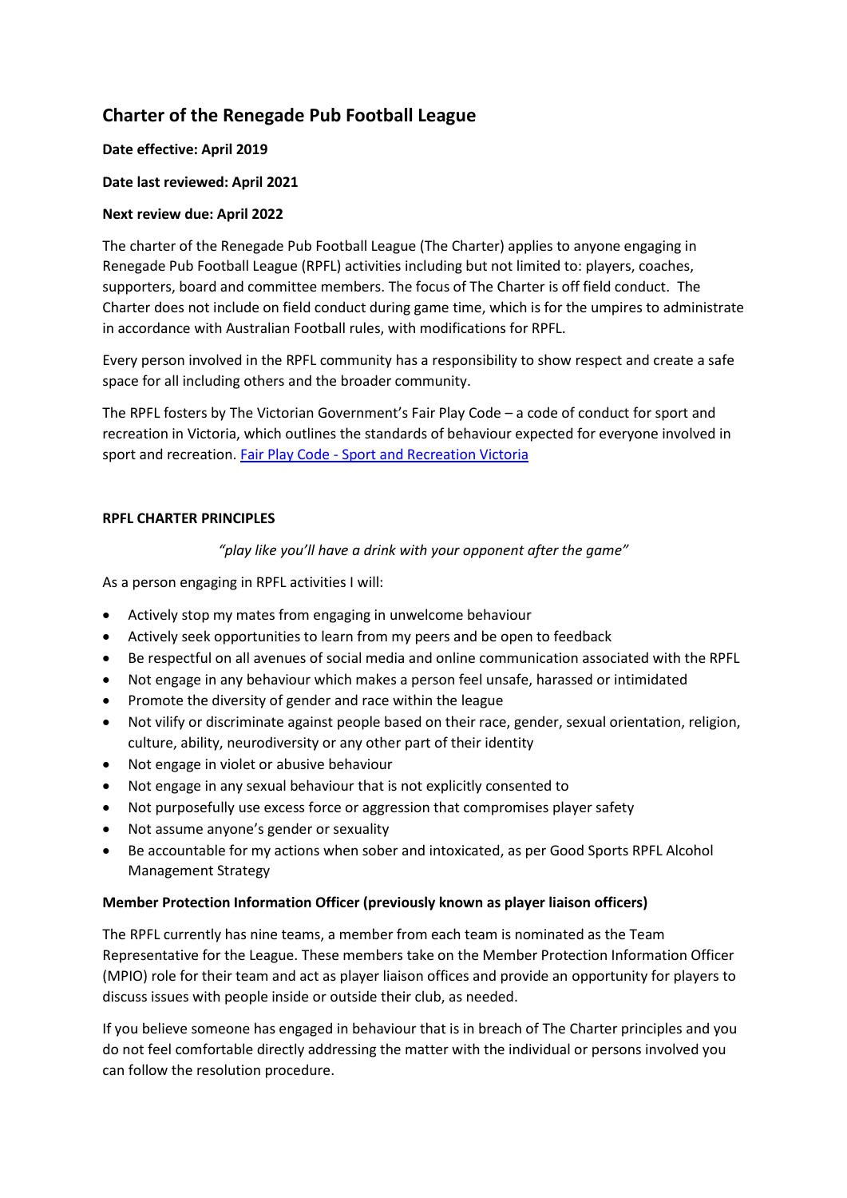# Charter of the Renegade Pub Football League

**Date effective: April 2019**

**Date last reviewed: April 2021**

**Next review due: April 2022**

The charter of the Renegade Pub Football League (The Charter) applies to anyone engaging in Renegade Pub Football League (RPFL) activities including but not limited to: players, coaches, supporters, board and committee members. The focus of The Charter is off field conduct. The Charter does not include on field conduct during game time, which is for the umpires to administrate in accordance with Australian Football rules, with modifications for RPFL.

Every person involved in the RPFL community has a responsibility to show respect and create a safe space for all including others and the broader community.

The RPFL fosters by The Victorian Government's Fair Play Code – a code of conduct for sport and recreation in Victoria, which outlines the standards of behaviour expected for everyone involved in sport and recreation. [Fair Play Code - Sport and Recreation Victoria]

**RPFL CHARTER PRINCIPLES**

*"play like you'll have a drink with your opponent after the game"*

As a person engaging in RPFL activities I will:

- Actively stop my mates from engaging in unwelcome behaviour
- Actively seek opportunities to learn from my peers and be open to feedback
- Be respectful on all avenues of social media and online communication associated with the RPFL
- Not engage in any behaviour which makes a person feel unsafe, harassed or intimidated
- Promote the diversity of gender and race within the league
- Not vilify or discriminate against people based on their race, gender, sexual orientation, religion, culture, ability, neurodiversity or any other part of their identity
- Not engage in violet or abusive behaviour
- Not engage in any sexual behaviour that is not explicitly consented to
- Not purposefully use excess force or aggression that compromises player safety
- Not assume anyone's gender or sexuality
- Be accountable for my actions when sober and intoxicated, as per Good Sports RPFL Alcohol Management Strategy

**Member Protection Information Officer (previously known as player liaison officers)**

The RPFL currently has nine teams, a member from each team is nominated as the Team Representative for the League. These members take on the Member Protection Information Officer (MPIO) role for their team and act as player liaison offices and provide an opportunity for players to discuss issues with people inside or outside their club, as needed.

If you believe someone has engaged in behaviour that is in breach of The Charter principles and you do not feel comfortable directly addressing the matter with the individual or persons involved you can follow the resolution procedure.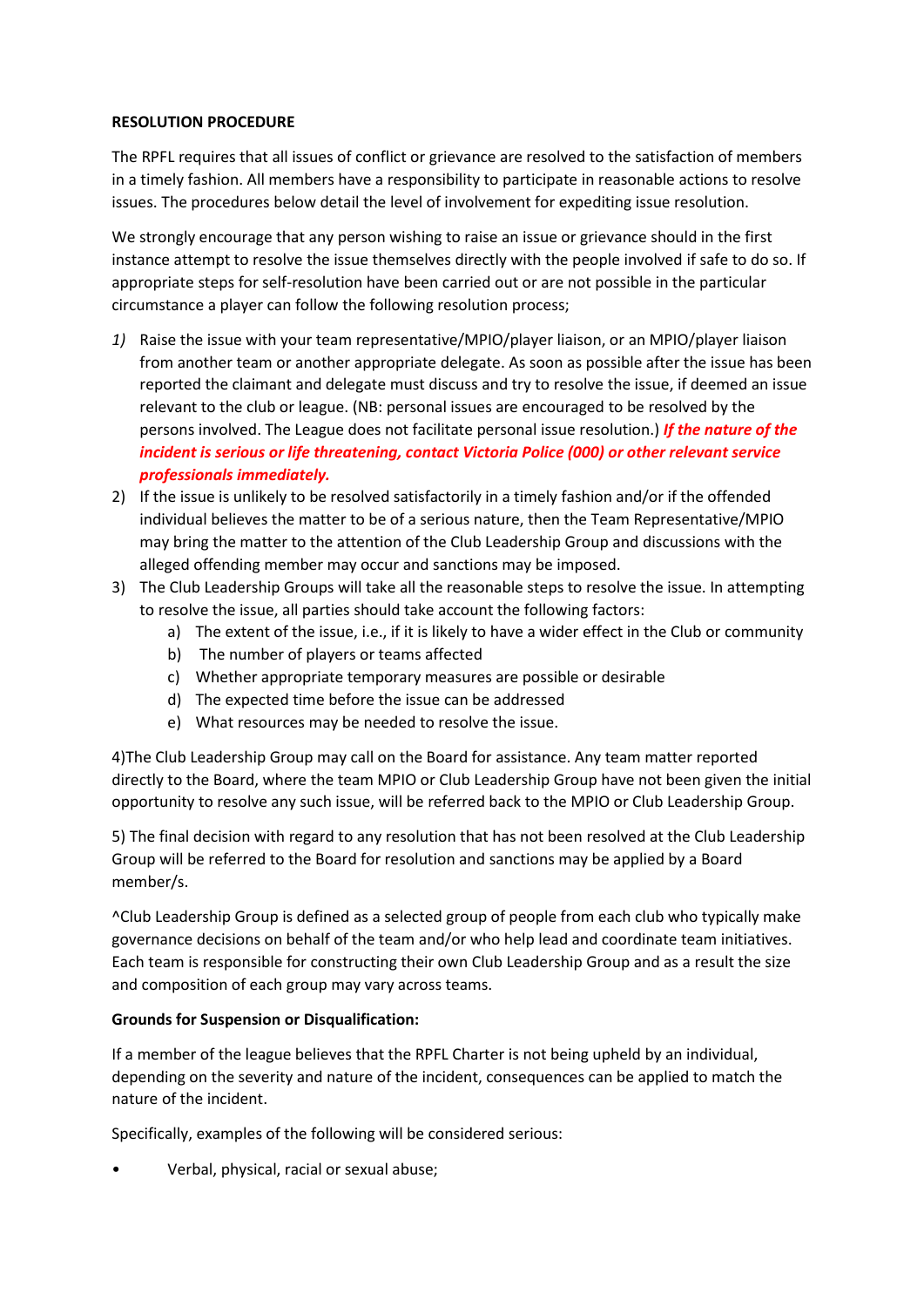**RESOLUTION PROCEDURE**

The RPFL requires that all issues of conflict or grievance are resolved to the satisfaction of members in a timely fashion. All members have a responsibility to participate in reasonable actions to resolve issues. The procedures below detail the level of involvement for expediting issue resolution.

We strongly encourage that any person wishing to raise an issue or grievance should in the first instance attempt to resolve the issue themselves directly with the people involved if safe to do so. If appropriate steps for self-resolution have been carried out or are not possible in the particular circumstance a player can follow the following resolution process;

1) Raise the issue with your team representative/MPIO/player liaison, or an MPIO/player liaison from another team or another appropriate delegate. As soon as possible after the issue has been reported the claimant and delegate must discuss and try to resolve the issue, if deemed an issue relevant to the club or league. (NB: personal issues are encouraged to be resolved by the persons involved. The League does not facilitate personal issue resolution.) ***If the nature of the incident is serious or life threatening, contact Victoria Police (000) or other relevant service professionals immediately.***
2) If the issue is unlikely to be resolved satisfactorily in a timely fashion and/or if the offended individual believes the matter to be of a serious nature, then the Team Representative/MPIO may bring the matter to the attention of the Club Leadership Group and discussions with the alleged offending member may occur and sanctions may be imposed.
3) The Club Leadership Groups will take all the reasonable steps to resolve the issue. In attempting to resolve the issue, all parties should take account the following factors:
    a) The extent of the issue, i.e., if it is likely to have a wider effect in the Club or community
    b) The number of players or teams affected
    c) Whether appropriate temporary measures are possible or desirable
    d) The expected time before the issue can be addressed
    e) What resources may be needed to resolve the issue.

4)The Club Leadership Group may call on the Board for assistance. Any team matter reported directly to the Board, where the team MPIO or Club Leadership Group have not been given the initial opportunity to resolve any such issue, will be referred back to the MPIO or Club Leadership Group.

5) The final decision with regard to any resolution that has not been resolved at the Club Leadership Group will be referred to the Board for resolution and sanctions may be applied by a Board member/s.

^Club Leadership Group is defined as a selected group of people from each club who typically make governance decisions on behalf of the team and/or who help lead and coordinate team initiatives. Each team is responsible for constructing their own Club Leadership Group and as a result the size and composition of each group may vary across teams.

**Grounds for Suspension or Disqualification:**

If a member of the league believes that the RPFL Charter is not being upheld by an individual, depending on the severity and nature of the incident, consequences can be applied to match the nature of the incident.

Specifically, examples of the following will be considered serious:

- Verbal, physical, racial or sexual abuse;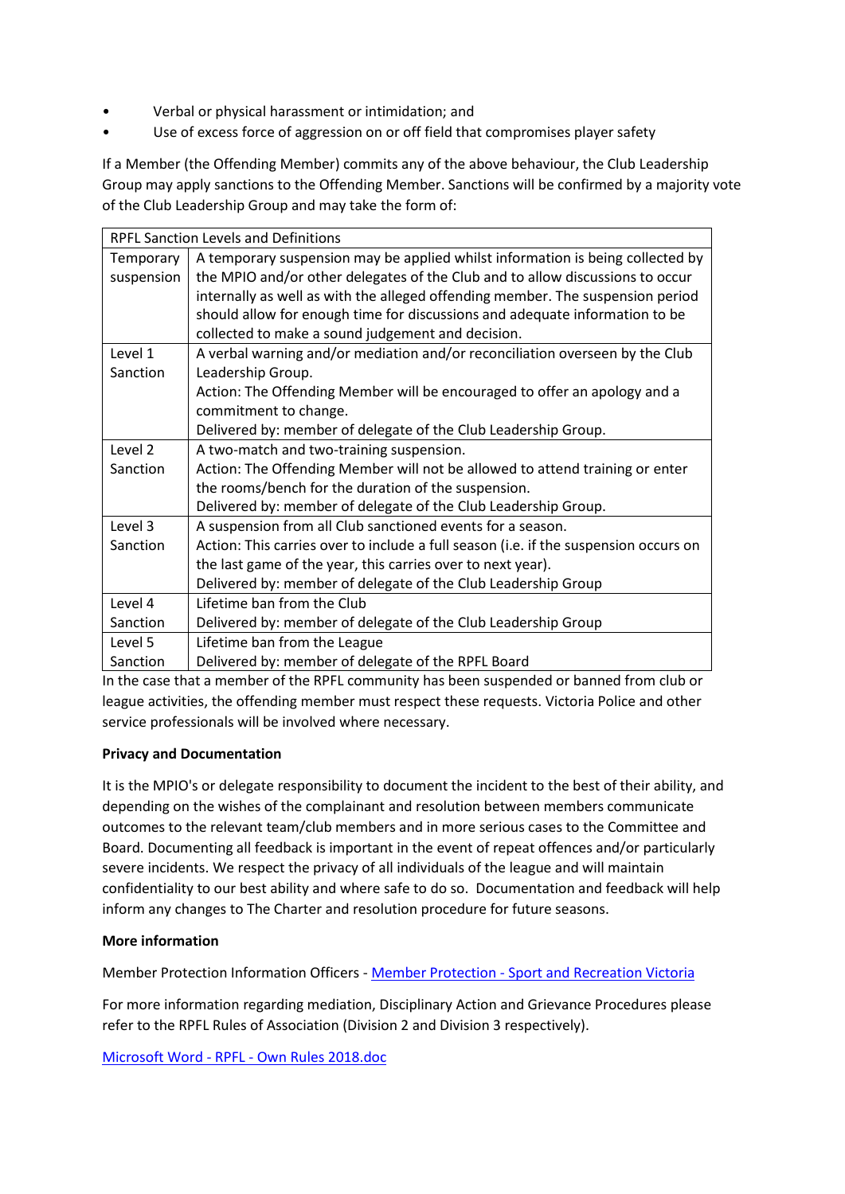- Verbal or physical harassment or intimidation; and
- Use of excess force of aggression on or off field that compromises player safety

If a Member (the Offending Member) commits any of the above behaviour, the Club Leadership Group may apply sanctions to the Offending Member. Sanctions will be confirmed by a majority vote of the Club Leadership Group and may take the form of:

| RPFL Sanction Levels and Definitions | |
|---|---|
| Temporary suspension | A temporary suspension may be applied whilst information is being collected by the MPIO and/or other delegates of the Club and to allow discussions to occur internally as well as with the alleged offending member. The suspension period should allow for enough time for discussions and adequate information to be collected to make a sound judgement and decision. |
| Level 1 Sanction | A verbal warning and/or mediation and/or reconciliation overseen by the Club Leadership Group.<br>Action: The Offending Member will be encouraged to offer an apology and a commitment to change.<br>Delivered by: member of delegate of the Club Leadership Group. |
| Level 2 Sanction | A two-match and two-training suspension.<br>Action: The Offending Member will not be allowed to attend training or enter the rooms/bench for the duration of the suspension.<br>Delivered by: member of delegate of the Club Leadership Group. |
| Level 3 Sanction | A suspension from all Club sanctioned events for a season.<br>Action: This carries over to include a full season (i.e. if the suspension occurs on the last game of the year, this carries over to next year).<br>Delivered by: member of delegate of the Club Leadership Group |
| Level 4 Sanction | Lifetime ban from the Club<br>Delivered by: member of delegate of the Club Leadership Group |
| Level 5 Sanction | Lifetime ban from the League<br>Delivered by: member of delegate of the RPFL Board |

In the case that a member of the RPFL community has been suspended or banned from club or league activities, the offending member must respect these requests. Victoria Police and other service professionals will be involved where necessary.

**Privacy and Documentation**

It is the MPIO's or delegate responsibility to document the incident to the best of their ability, and depending on the wishes of the complainant and resolution between members communicate outcomes to the relevant team/club members and in more serious cases to the Committee and Board. Documenting all feedback is important in the event of repeat offences and/or particularly severe incidents. We respect the privacy of all individuals of the league and will maintain confidentiality to our best ability and where safe to do so. Documentation and feedback will help inform any changes to The Charter and resolution procedure for future seasons.

**More information**

Member Protection Information Officers - Member Protection - Sport and Recreation Victoria

For more information regarding mediation, Disciplinary Action and Grievance Procedures please refer to the RPFL Rules of Association (Division 2 and Division 3 respectively).

Microsoft Word - RPFL - Own Rules 2018.doc